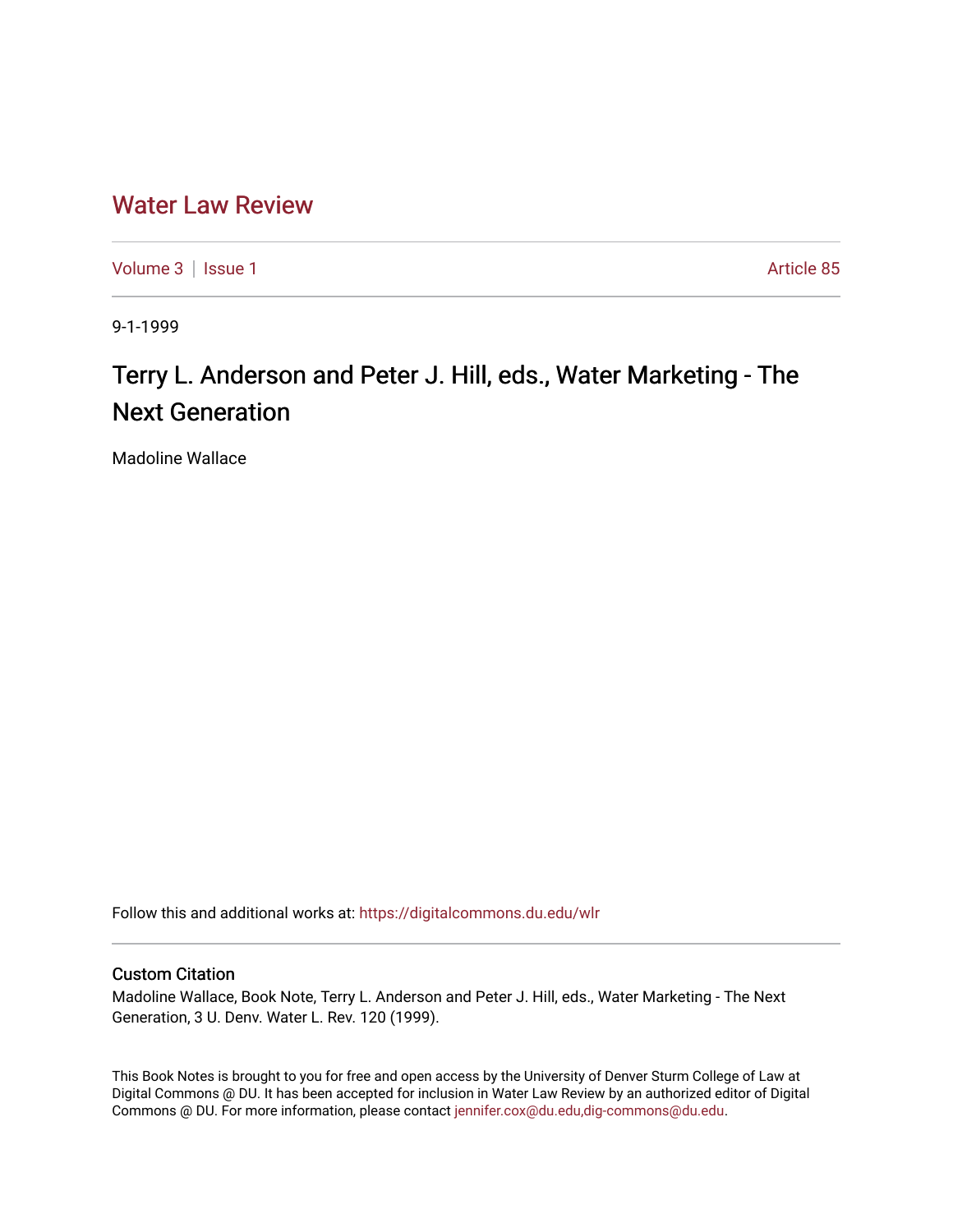# Water Law Review

Volume 3 | Issue 1 Article 85

9-1-1999

## Terry L. Anderson and Peter J. Hill, eds., Water Marketing - The Next Generation

Madoline Wallace

Follow this and additional works at: https://digitalcommons.du.edu/wlr

### Custom Citation

Madoline Wallace, Book Note, Terry L. Anderson and Peter J. Hill, eds., Water Marketing - The Next Generation, 3 U. Denv. Water L. Rev. 120 (1999).

This Book Notes is brought to you for free and open access by the University of Denver Sturm College of Law at Digital Commons @ DU. It has been accepted for inclusion in Water Law Review by an authorized editor of Digital Commons @ DU. For more information, please contact jennifer.cox@du.edu,dig-commons@du.edu.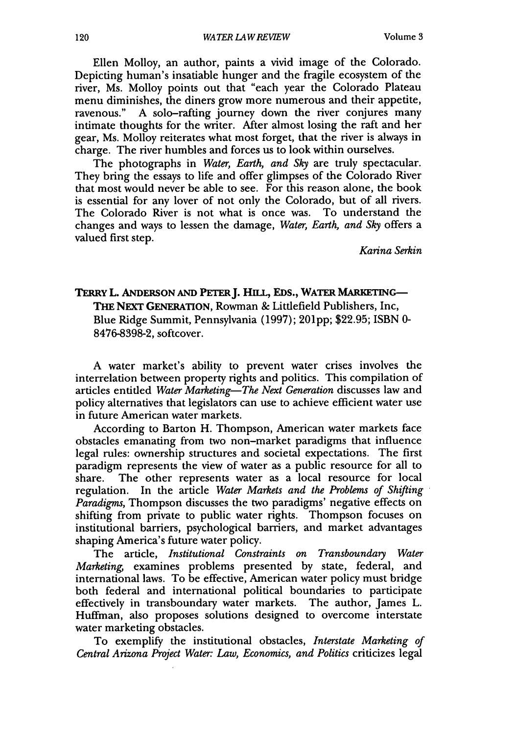Ellen Molloy, an author, paints a vivid image of the Colorado. Depicting human's insatiable hunger and the fragile ecosystem of the river, Ms. Molloy points out that "each year the Colorado Plateau menu diminishes, the diners grow more numerous and their appetite, ravenous." A solo-rafting journey down the river conjures many intimate thoughts for the writer. After almost losing the raft and her gear, Ms. Molloy reiterates what most forget, that the river is always in charge. The river humbles and forces us to look within ourselves.

The photographs in *Water, Earth, and Sky* are truly spectacular. They bring the essays to life and offer glimpses of the Colorado River that most would never be able to see. For this reason alone, the book is essential for any lover of not only the Colorado, but of all rivers. The Colorado River is not what is once was. To understand the changes and ways to lessen the damage, *Water, Earth, and Sky* offers a valued first step.

*Karina Serkin*

**TERRY L. ANDERSON AND PETER J. HILL, EDS., WATER MARKETING—THE NEXT GENERATION**, Rowman & Littlefield Publishers, Inc, Blue Ridge Summit, Pennsylvania (1997); 201pp; $22.95; ISBN 0-8476-8398-2, softcover.

A water market's ability to prevent water crises involves the interrelation between property rights and politics. This compilation of articles entitled *Water Marketing—The Next Generation* discusses law and policy alternatives that legislators can use to achieve efficient water use in future American water markets.

According to Barton H. Thompson, American water markets face obstacles emanating from two non-market paradigms that influence legal rules: ownership structures and societal expectations. The first paradigm represents the view of water as a public resource for all to share. The other represents water as a local resource for local regulation. In the article *Water Markets and the Problems of Shifting Paradigms*, Thompson discusses the two paradigms' negative effects on shifting from private to public water rights. Thompson focuses on institutional barriers, psychological barriers, and market advantages shaping America's future water policy.

The article, *Institutional Constraints on Transboundary Water Marketing*, examines problems presented by state, federal, and international laws. To be effective, American water policy must bridge both federal and international political boundaries to participate effectively in transboundary water markets. The author, James L. Huffman, also proposes solutions designed to overcome interstate water marketing obstacles.

To exemplify the institutional obstacles, *Interstate Marketing of Central Arizona Project Water: Law, Economics, and Politics* criticizes legal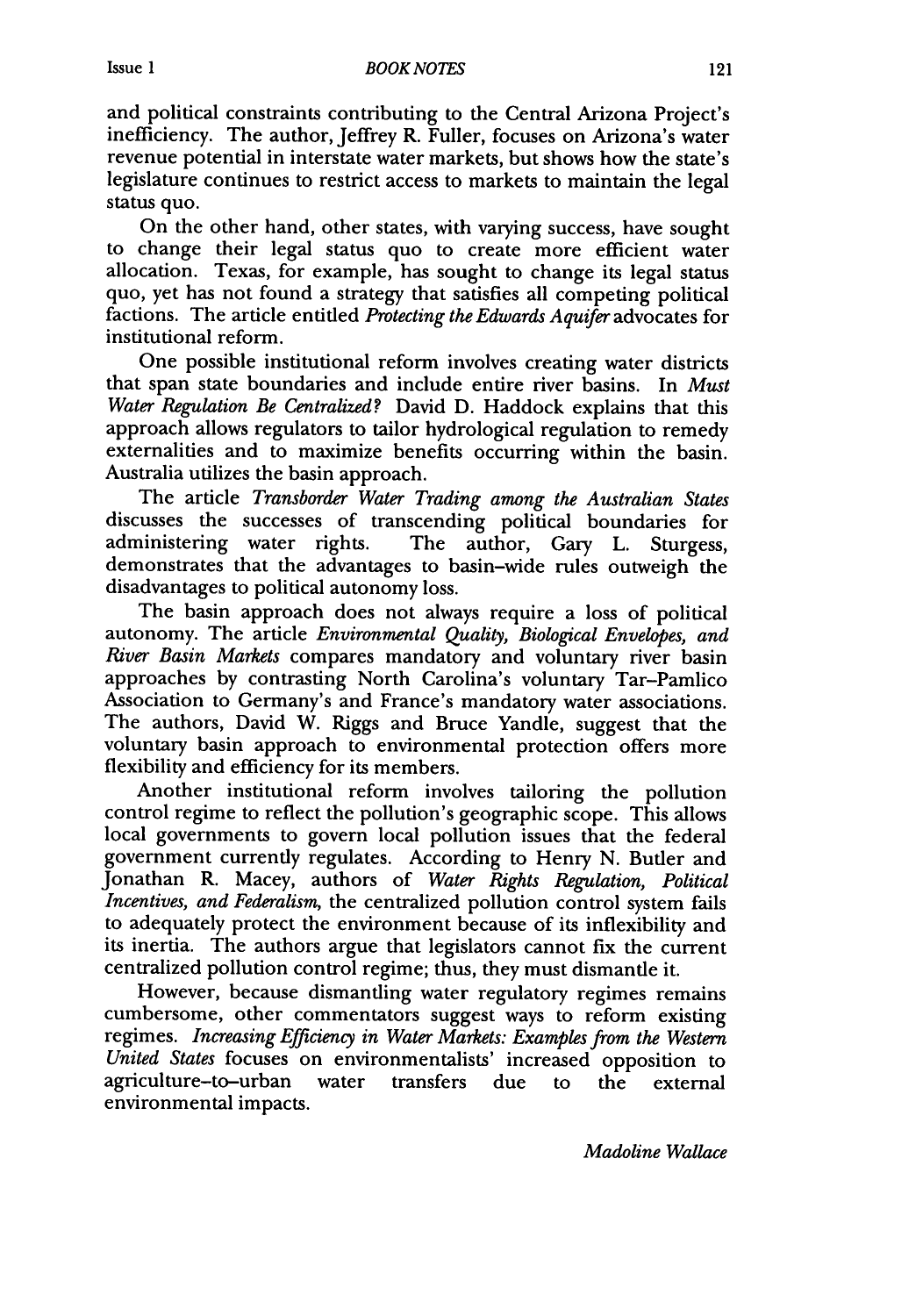and political constraints contributing to the Central Arizona Project's inefficiency. The author, Jeffrey R. Fuller, focuses on Arizona's water revenue potential in interstate water markets, but shows how the state's legislature continues to restrict access to markets to maintain the legal status quo.

On the other hand, other states, with varying success, have sought to change their legal status quo to create more efficient water allocation. Texas, for example, has sought to change its legal status quo, yet has not found a strategy that satisfies all competing political factions. The article entitled *Protecting the Edwards Aquifer* advocates for institutional reform.

One possible institutional reform involves creating water districts that span state boundaries and include entire river basins. In *Must Water Regulation Be Centralized?* David D. Haddock explains that this approach allows regulators to tailor hydrological regulation to remedy externalities and to maximize benefits occurring within the basin. Australia utilizes the basin approach.

The article *Transborder Water Trading among the Australian States* discusses the successes of transcending political boundaries for administering water rights. The author, Gary L. Sturgess, demonstrates that the advantages to basin-wide rules outweigh the disadvantages to political autonomy loss.

The basin approach does not always require a loss of political autonomy. The article *Environmental Quality, Biological Envelopes, and River Basin Markets* compares mandatory and voluntary river basin approaches by contrasting North Carolina's voluntary Tar–Pamlico Association to Germany's and France's mandatory water associations. The authors, David W. Riggs and Bruce Yandle, suggest that the voluntary basin approach to environmental protection offers more flexibility and efficiency for its members.

Another institutional reform involves tailoring the pollution control regime to reflect the pollution's geographic scope. This allows local governments to govern local pollution issues that the federal government currently regulates. According to Henry N. Butler and Jonathan R. Macey, authors of *Water Rights Regulation, Political Incentives, and Federalism*, the centralized pollution control system fails to adequately protect the environment because of its inflexibility and its inertia. The authors argue that legislators cannot fix the current centralized pollution control regime; thus, they must dismantle it.

However, because dismantling water regulatory regimes remains cumbersome, other commentators suggest ways to reform existing regimes. *Increasing Efficiency in Water Markets: Examples from the Western United States* focuses on environmentalists' increased opposition to agriculture–to–urban water transfers due to the external environmental impacts.

*Madoline Wallace*